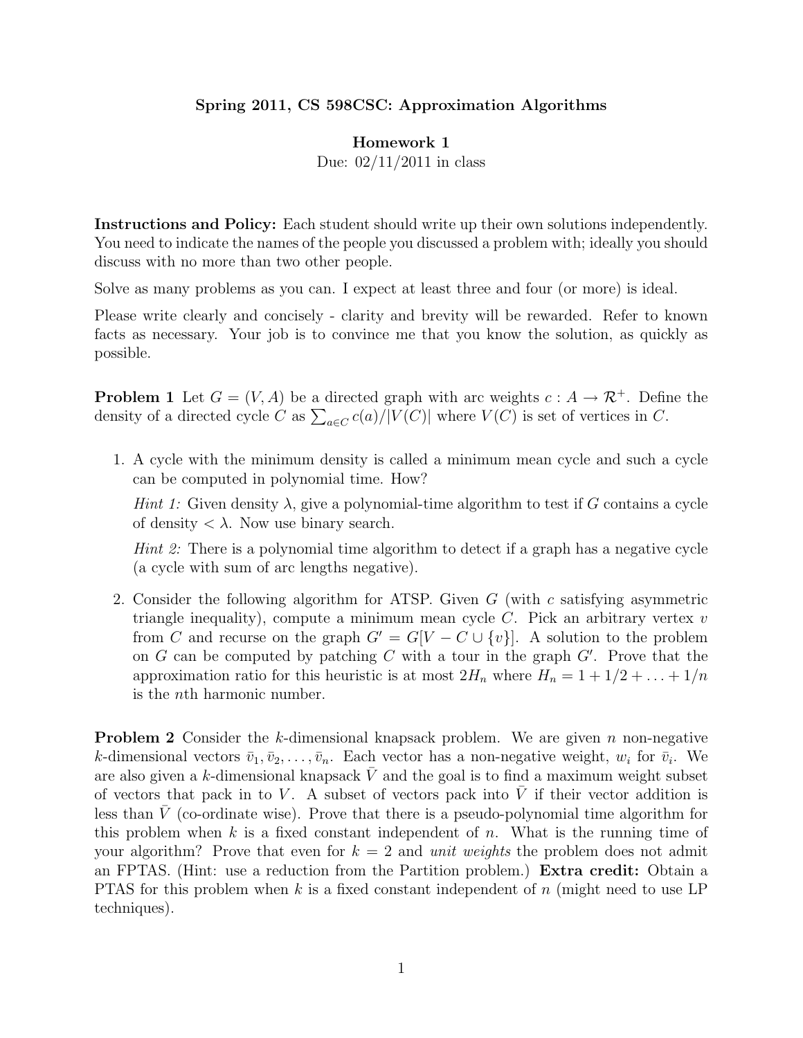**Spring 2011, CS 598CSC: Approximation Algorithms**

**Homework 1**

Due: 02/11/2011 in class

**Instructions and Policy:** Each student should write up their own solutions independently. You need to indicate the names of the people you discussed a problem with; ideally you should discuss with no more than two other people.

Solve as many problems as you can. I expect at least three and four (or more) is ideal.

Please write clearly and concisely - clarity and brevity will be rewarded. Refer to known facts as necessary. Your job is to convince me that you know the solution, as quickly as possible.

**Problem 1** Let $G = (V, A)$ be a directed graph with arc weights $c : A \to \mathcal{R}^+$. Define the density of a directed cycle $C$ as $\sum_{a \in C} c(a)/|V(C)|$ where $V(C)$ is set of vertices in $C$.

1. A cycle with the minimum density is called a minimum mean cycle and such a cycle can be computed in polynomial time. How?

   *Hint 1:* Given density $\lambda$, give a polynomial-time algorithm to test if $G$ contains a cycle of density $< \lambda$. Now use binary search.

   *Hint 2:* There is a polynomial time algorithm to detect if a graph has a negative cycle (a cycle with sum of arc lengths negative).

2. Consider the following algorithm for ATSP. Given $G$ (with $c$ satisfying asymmetric triangle inequality), compute a minimum mean cycle $C$. Pick an arbitrary vertex $v$ from $C$ and recurse on the graph $G' = G[V - C \cup \{v\}]$. A solution to the problem on $G$ can be computed by patching $C$ with a tour in the graph $G'$. Prove that the approximation ratio for this heuristic is at most $2H_n$ where $H_n = 1 + 1/2 + \ldots + 1/n$ is the $n$th harmonic number.

**Problem 2** Consider the $k$-dimensional knapsack problem. We are given $n$ non-negative $k$-dimensional vectors $\bar{v}_1, \bar{v}_2, \ldots, \bar{v}_n$. Each vector has a non-negative weight, $w_i$ for $\bar{v}_i$. We are also given a $k$-dimensional knapsack $\bar{V}$ and the goal is to find a maximum weight subset of vectors that pack in to $V$. A subset of vectors pack into $\bar{V}$ if their vector addition is less than $\bar{V}$ (co-ordinate wise). Prove that there is a pseudo-polynomial time algorithm for this problem when $k$ is a fixed constant independent of $n$. What is the running time of your algorithm? Prove that even for $k = 2$ and *unit weights* the problem does not admit an FPTAS. (Hint: use a reduction from the Partition problem.) **Extra credit:** Obtain a PTAS for this problem when $k$ is a fixed constant independent of $n$ (might need to use LP techniques).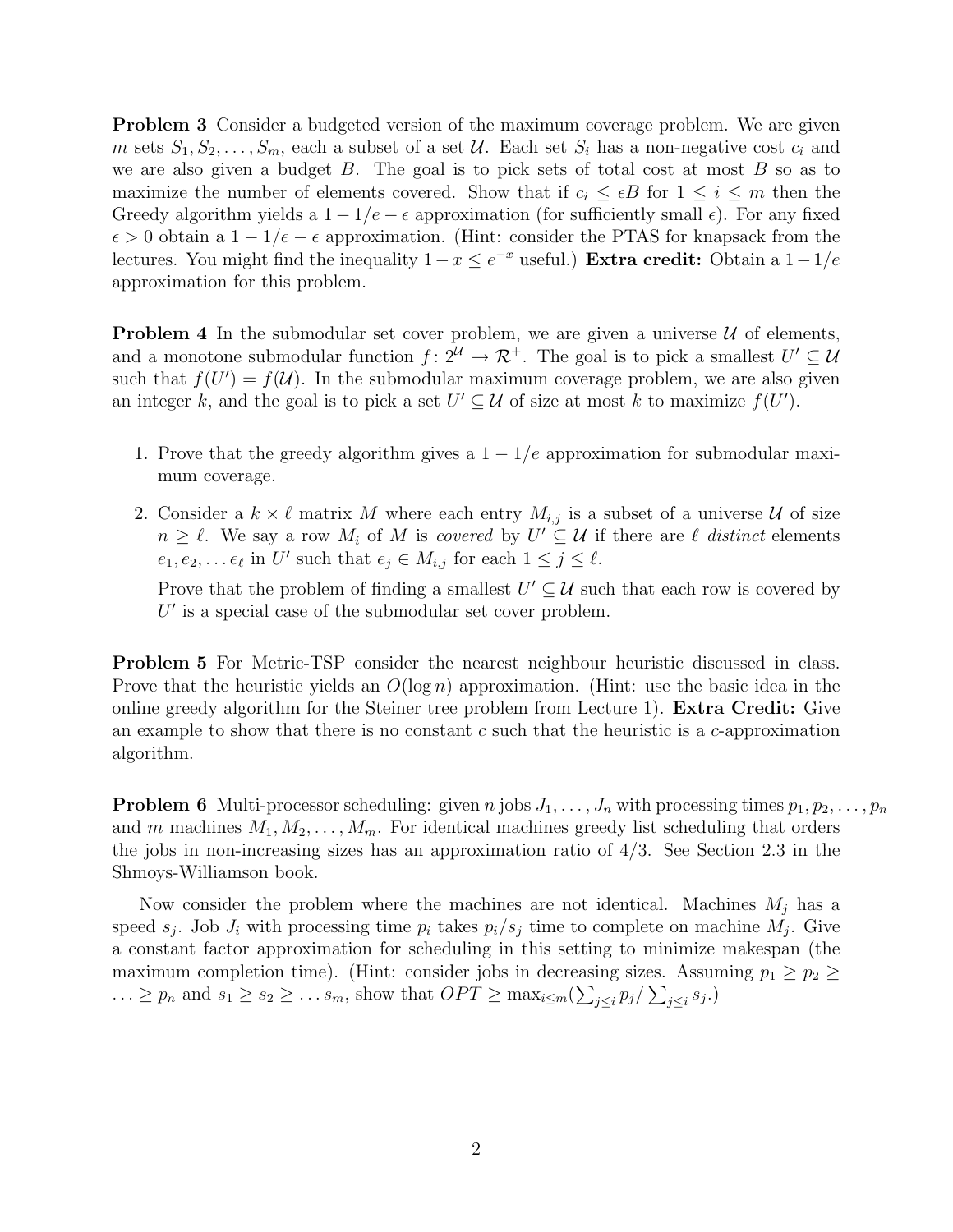**Problem 3** Consider a budgeted version of the maximum coverage problem. We are given $m$ sets $S_1, S_2, \ldots, S_m$, each a subset of a set $\mathcal{U}$. Each set $S_i$ has a non-negative cost $c_i$ and we are also given a budget $B$. The goal is to pick sets of total cost at most $B$ so as to maximize the number of elements covered. Show that if $c_i \leq \epsilon B$ for $1 \leq i \leq m$ then the Greedy algorithm yields a $1 - 1/e - \epsilon$ approximation (for sufficiently small $\epsilon$). For any fixed $\epsilon > 0$ obtain a $1 - 1/e - \epsilon$ approximation. (Hint: consider the PTAS for knapsack from the lectures. You might find the inequality $1 - x \leq e^{-x}$ useful.) **Extra credit:** Obtain a $1 - 1/e$ approximation for this problem.

**Problem 4** In the submodular set cover problem, we are given a universe $\mathcal{U}$ of elements, and a monotone submodular function $f\colon 2^{\mathcal{U}} \to \mathcal{R}^+$. The goal is to pick a smallest $U' \subseteq \mathcal{U}$ such that $f(U') = f(\mathcal{U})$. In the submodular maximum coverage problem, we are also given an integer $k$, and the goal is to pick a set $U' \subseteq \mathcal{U}$ of size at most $k$ to maximize $f(U')$.

1. Prove that the greedy algorithm gives a $1 - 1/e$ approximation for submodular maximum coverage.

2. Consider a $k \times \ell$ matrix $M$ where each entry $M_{i,j}$ is a subset of a universe $\mathcal{U}$ of size $n \geq \ell$. We say a row $M_i$ of $M$ is *covered* by $U' \subseteq \mathcal{U}$ if there are $\ell$ *distinct* elements $e_1, e_2, \ldots e_\ell$ in $U'$ such that $e_j \in M_{i,j}$ for each $1 \leq j \leq \ell$.

   Prove that the problem of finding a smallest $U' \subseteq \mathcal{U}$ such that each row is covered by $U'$ is a special case of the submodular set cover problem.

**Problem 5** For Metric-TSP consider the nearest neighbour heuristic discussed in class. Prove that the heuristic yields an $O(\log n)$ approximation. (Hint: use the basic idea in the online greedy algorithm for the Steiner tree problem from Lecture 1). **Extra Credit:** Give an example to show that there is no constant $c$ such that the heuristic is a $c$-approximation algorithm.

**Problem 6** Multi-processor scheduling: given $n$ jobs $J_1, \ldots, J_n$ with processing times $p_1, p_2, \ldots, p_n$ and $m$ machines $M_1, M_2, \ldots, M_m$. For identical machines greedy list scheduling that orders the jobs in non-increasing sizes has an approximation ratio of $4/3$. See Section 2.3 in the Shmoys-Williamson book.

Now consider the problem where the machines are not identical. Machines $M_j$ has a speed $s_j$. Job $J_i$ with processing time $p_i$ takes $p_i/s_j$ time to complete on machine $M_j$. Give a constant factor approximation for scheduling in this setting to minimize makespan (the maximum completion time). (Hint: consider jobs in decreasing sizes. Assuming $p_1 \geq p_2 \geq \ldots \geq p_n$ and $s_1 \geq s_2 \geq \ldots s_m$, show that $OPT \geq \max_{i \leq m}(\sum_{j \leq i} p_j / \sum_{j \leq i} s_j.)$